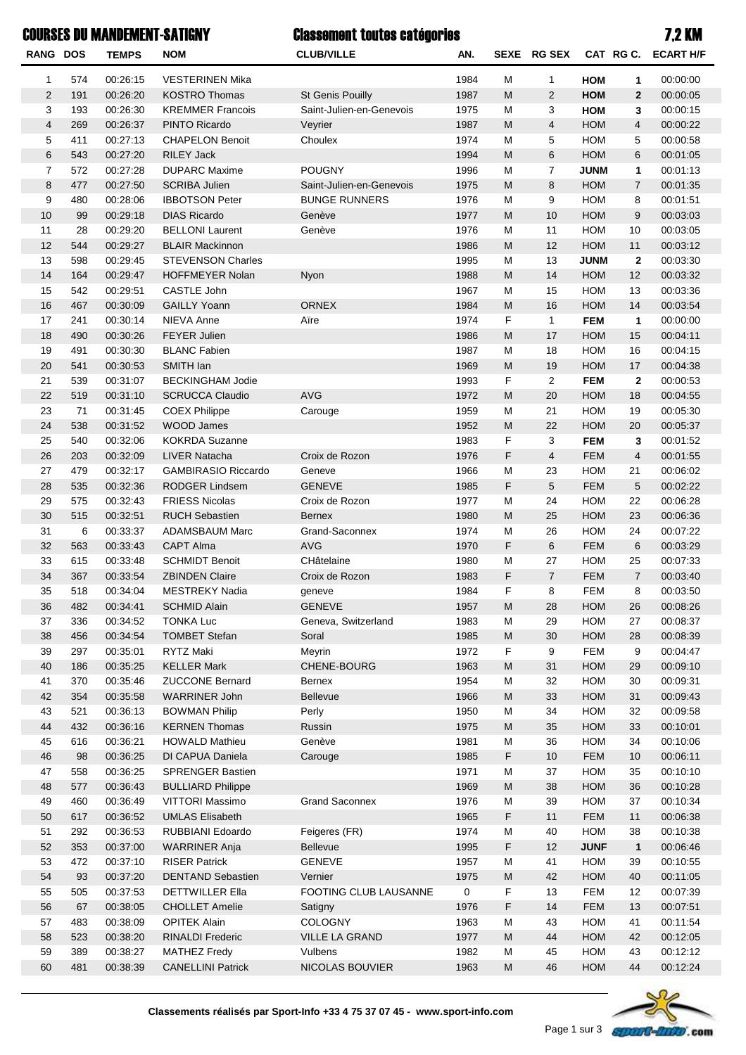# COURSES DU MANDEMENT-SATIGNY

## Classement toutes catégories

## 7,2 KM

| RANG | DOS | TEMPS | NOM | CLUB/VILLE | AN. | SEXE | RG SEX | CAT | RG C. | ECART H/F |
|---|---|---|---|---|---|---|---|---|---|---|
| 1 | 574 | 00:26:15 | VESTERINEN Mika | | 1984 | M | 1 | **HOM** | **1** | 00:00:00 |
| 2 | 191 | 00:26:20 | KOSTRO Thomas | St Genis Pouilly | 1987 | M | 2 | **HOM** | **2** | 00:00:05 |
| 3 | 193 | 00:26:30 | KREMMER Francois | Saint-Julien-en-Genevois | 1975 | M | 3 | **HOM** | **3** | 00:00:15 |
| 4 | 269 | 00:26:37 | PINTO Ricardo | Veyrier | 1987 | M | 4 | HOM | 4 | 00:00:22 |
| 5 | 411 | 00:27:13 | CHAPELON Benoit | Choulex | 1974 | M | 5 | HOM | 5 | 00:00:58 |
| 6 | 543 | 00:27:20 | RILEY Jack | | 1994 | M | 6 | HOM | 6 | 00:01:05 |
| 7 | 572 | 00:27:28 | DUPARC Maxime | POUGNY | 1996 | M | 7 | **JUNM** | **1** | 00:01:13 |
| 8 | 477 | 00:27:50 | SCRIBA Julien | Saint-Julien-en-Genevois | 1975 | M | 8 | HOM | 7 | 00:01:35 |
| 9 | 480 | 00:28:06 | IBBOTSON Peter | BUNGE RUNNERS | 1976 | M | 9 | HOM | 8 | 00:01:51 |
| 10 | 99 | 00:29:18 | DIAS Ricardo | Genève | 1977 | M | 10 | HOM | 9 | 00:03:03 |
| 11 | 28 | 00:29:20 | BELLONI Laurent | Genève | 1976 | M | 11 | HOM | 10 | 00:03:05 |
| 12 | 544 | 00:29:27 | BLAIR Mackinnon | | 1986 | M | 12 | HOM | 11 | 00:03:12 |
| 13 | 598 | 00:29:45 | STEVENSON Charles | | 1995 | M | 13 | **JUNM** | **2** | 00:03:30 |
| 14 | 164 | 00:29:47 | HOFFMEYER Nolan | Nyon | 1988 | M | 14 | HOM | 12 | 00:03:32 |
| 15 | 542 | 00:29:51 | CASTLE John | | 1967 | M | 15 | HOM | 13 | 00:03:36 |
| 16 | 467 | 00:30:09 | GAILLY Yoann | ORNEX | 1984 | M | 16 | HOM | 14 | 00:03:54 |
| 17 | 241 | 00:30:14 | NIEVA Anne | Aïre | 1974 | F | 1 | **FEM** | **1** | 00:00:00 |
| 18 | 490 | 00:30:26 | FEYER Julien | | 1986 | M | 17 | HOM | 15 | 00:04:11 |
| 19 | 491 | 00:30:30 | BLANC Fabien | | 1987 | M | 18 | HOM | 16 | 00:04:15 |
| 20 | 541 | 00:30:53 | SMITH Ian | | 1969 | M | 19 | HOM | 17 | 00:04:38 |
| 21 | 539 | 00:31:07 | BECKINGHAM Jodie | | 1993 | F | 2 | **FEM** | **2** | 00:00:53 |
| 22 | 519 | 00:31:10 | SCRUCCA Claudio | AVG | 1972 | M | 20 | HOM | 18 | 00:04:55 |
| 23 | 71 | 00:31:45 | COEX Philippe | Carouge | 1959 | M | 21 | HOM | 19 | 00:05:30 |
| 24 | 538 | 00:31:52 | WOOD James | | 1952 | M | 22 | HOM | 20 | 00:05:37 |
| 25 | 540 | 00:32:06 | KOKRDA Suzanne | | 1983 | F | 3 | **FEM** | **3** | 00:01:52 |
| 26 | 203 | 00:32:09 | LIVER Natacha | Croix de Rozon | 1976 | F | 4 | FEM | 4 | 00:01:55 |
| 27 | 479 | 00:32:17 | GAMBIRASIO Riccardo | Geneve | 1966 | M | 23 | HOM | 21 | 00:06:02 |
| 28 | 535 | 00:32:36 | RODGER Lindsem | GENEVE | 1985 | F | 5 | FEM | 5 | 00:02:22 |
| 29 | 575 | 00:32:43 | FRIESS Nicolas | Croix de Rozon | 1977 | M | 24 | HOM | 22 | 00:06:28 |
| 30 | 515 | 00:32:51 | RUCH Sebastien | Bernex | 1980 | M | 25 | HOM | 23 | 00:06:36 |
| 31 | 6 | 00:33:37 | ADAMSBAUM Marc | Grand-Saconnex | 1974 | M | 26 | HOM | 24 | 00:07:22 |
| 32 | 563 | 00:33:43 | CAPT Alma | AVG | 1970 | F | 6 | FEM | 6 | 00:03:29 |
| 33 | 615 | 00:33:48 | SCHMIDT Benoit | CHâtelaine | 1980 | M | 27 | HOM | 25 | 00:07:33 |
| 34 | 367 | 00:33:54 | ZBINDEN Claire | Croix de Rozon | 1983 | F | 7 | FEM | 7 | 00:03:40 |
| 35 | 518 | 00:34:04 | MESTREKY Nadia | geneve | 1984 | F | 8 | FEM | 8 | 00:03:50 |
| 36 | 482 | 00:34:41 | SCHMID Alain | GENEVE | 1957 | M | 28 | HOM | 26 | 00:08:26 |
| 37 | 336 | 00:34:52 | TONKA Luc | Geneva, Switzerland | 1983 | M | 29 | HOM | 27 | 00:08:37 |
| 38 | 456 | 00:34:54 | TOMBET Stefan | Soral | 1985 | M | 30 | HOM | 28 | 00:08:39 |
| 39 | 297 | 00:35:01 | RYTZ Maki | Meyrin | 1972 | F | 9 | FEM | 9 | 00:04:47 |
| 40 | 186 | 00:35:25 | KELLER Mark | CHENE-BOURG | 1963 | M | 31 | HOM | 29 | 00:09:10 |
| 41 | 370 | 00:35:46 | ZUCCONE Bernard | Bernex | 1954 | M | 32 | HOM | 30 | 00:09:31 |
| 42 | 354 | 00:35:58 | WARRINER John | Bellevue | 1966 | M | 33 | HOM | 31 | 00:09:43 |
| 43 | 521 | 00:36:13 | BOWMAN Philip | Perly | 1950 | M | 34 | HOM | 32 | 00:09:58 |
| 44 | 432 | 00:36:16 | KERNEN Thomas | Russin | 1975 | M | 35 | HOM | 33 | 00:10:01 |
| 45 | 616 | 00:36:21 | HOWALD Mathieu | Genève | 1981 | M | 36 | HOM | 34 | 00:10:06 |
| 46 | 98 | 00:36:25 | DI CAPUA Daniela | Carouge | 1985 | F | 10 | FEM | 10 | 00:06:11 |
| 47 | 558 | 00:36:25 | SPRENGER Bastien | | 1971 | M | 37 | HOM | 35 | 00:10:10 |
| 48 | 577 | 00:36:43 | BULLIARD Philippe | | 1969 | M | 38 | HOM | 36 | 00:10:28 |
| 49 | 460 | 00:36:49 | VITTORI Massimo | Grand Saconnex | 1976 | M | 39 | HOM | 37 | 00:10:34 |
| 50 | 617 | 00:36:52 | UMLAS Elisabeth | | 1965 | F | 11 | FEM | 11 | 00:06:38 |
| 51 | 292 | 00:36:53 | RUBBIANI Edoardo | Feigeres (FR) | 1974 | M | 40 | HOM | 38 | 00:10:38 |
| 52 | 353 | 00:37:00 | WARRINER Anja | Bellevue | 1995 | F | 12 | **JUNF** | **1** | 00:06:46 |
| 53 | 472 | 00:37:10 | RISER Patrick | GENEVE | 1957 | M | 41 | HOM | 39 | 00:10:55 |
| 54 | 93 | 00:37:20 | DENTAND Sebastien | Vernier | 1975 | M | 42 | HOM | 40 | 00:11:05 |
| 55 | 505 | 00:37:53 | DETTWILLER Ella | FOOTING CLUB LAUSANNE | 0 | F | 13 | FEM | 12 | 00:07:39 |
| 56 | 67 | 00:38:05 | CHOLLET Amelie | Satigny | 1976 | F | 14 | FEM | 13 | 00:07:51 |
| 57 | 483 | 00:38:09 | OPITEK Alain | COLOGNY | 1963 | M | 43 | HOM | 41 | 00:11:54 |
| 58 | 523 | 00:38:20 | RINALDI Frederic | VILLE LA GRAND | 1977 | M | 44 | HOM | 42 | 00:12:05 |
| 59 | 389 | 00:38:27 | MATHEZ Fredy | Vulbens | 1982 | M | 45 | HOM | 43 | 00:12:12 |
| 60 | 481 | 00:38:39 | CANELLINI Patrick | NICOLAS BOUVIER | 1963 | M | 46 | HOM | 44 | 00:12:24 |

**Classements réalisés par Sport-Info +33 4 75 37 07 45 - www.sport-info.com**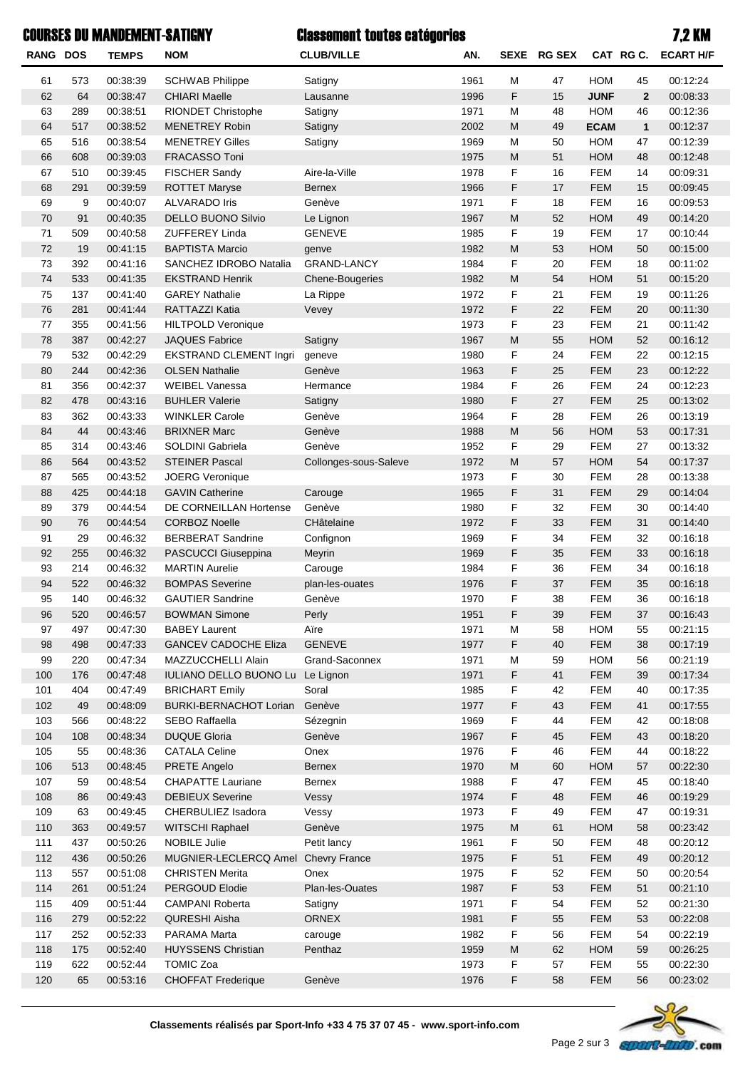# COURSES DU MANDEMENT-SATIGNY

## Classement toutes catégories

## 7,2 KM

| RANG | DOS | TEMPS | NOM | CLUB/VILLE | AN. | SEXE | RG SEX | CAT | RG C. | ECART H/F |
|---|---|---|---|---|---|---|---|---|---|---|
| 61 | 573 | 00:38:39 | SCHWAB Philippe | Satigny | 1961 | M | 47 | HOM | 45 | 00:12:24 |
| 62 | 64 | 00:38:47 | CHIARI Maelle | Lausanne | 1996 | F | 15 | **JUNF** | **2** | 00:08:33 |
| 63 | 289 | 00:38:51 | RIONDET Christophe | Satigny | 1971 | M | 48 | HOM | 46 | 00:12:36 |
| 64 | 517 | 00:38:52 | MENETREY Robin | Satigny | 2002 | M | 49 | **ECAM** | **1** | 00:12:37 |
| 65 | 516 | 00:38:54 | MENETREY Gilles | Satigny | 1969 | M | 50 | HOM | 47 | 00:12:39 |
| 66 | 608 | 00:39:03 | FRACASSO Toni | | 1975 | M | 51 | HOM | 48 | 00:12:48 |
| 67 | 510 | 00:39:45 | FISCHER Sandy | Aire-la-Ville | 1978 | F | 16 | FEM | 14 | 00:09:31 |
| 68 | 291 | 00:39:59 | ROTTET Maryse | Bernex | 1966 | F | 17 | FEM | 15 | 00:09:45 |
| 69 | 9 | 00:40:07 | ALVARADO Iris | Genève | 1971 | F | 18 | FEM | 16 | 00:09:53 |
| 70 | 91 | 00:40:35 | DELLO BUONO Silvio | Le Lignon | 1967 | M | 52 | HOM | 49 | 00:14:20 |
| 71 | 509 | 00:40:58 | ZUFFEREY Linda | GENEVE | 1985 | F | 19 | FEM | 17 | 00:10:44 |
| 72 | 19 | 00:41:15 | BAPTISTA Marcio | genve | 1982 | M | 53 | HOM | 50 | 00:15:00 |
| 73 | 392 | 00:41:16 | SANCHEZ IDROBO Natalia | GRAND-LANCY | 1984 | F | 20 | FEM | 18 | 00:11:02 |
| 74 | 533 | 00:41:35 | EKSTRAND Henrik | Chene-Bougeries | 1982 | M | 54 | HOM | 51 | 00:15:20 |
| 75 | 137 | 00:41:40 | GAREY Nathalie | La Rippe | 1972 | F | 21 | FEM | 19 | 00:11:26 |
| 76 | 281 | 00:41:44 | RATTAZZI Katia | Vevey | 1972 | F | 22 | FEM | 20 | 00:11:30 |
| 77 | 355 | 00:41:56 | HILTPOLD Veronique | | 1973 | F | 23 | FEM | 21 | 00:11:42 |
| 78 | 387 | 00:42:27 | JAQUES Fabrice | Satigny | 1967 | M | 55 | HOM | 52 | 00:16:12 |
| 79 | 532 | 00:42:29 | EKSTRAND CLEMENT Ingri | geneve | 1980 | F | 24 | FEM | 22 | 00:12:15 |
| 80 | 244 | 00:42:36 | OLSEN Nathalie | Genève | 1963 | F | 25 | FEM | 23 | 00:12:22 |
| 81 | 356 | 00:42:37 | WEIBEL Vanessa | Hermance | 1984 | F | 26 | FEM | 24 | 00:12:23 |
| 82 | 478 | 00:43:16 | BUHLER Valerie | Satigny | 1980 | F | 27 | FEM | 25 | 00:13:02 |
| 83 | 362 | 00:43:33 | WINKLER Carole | Genève | 1964 | F | 28 | FEM | 26 | 00:13:19 |
| 84 | 44 | 00:43:46 | BRIXNER Marc | Genève | 1988 | M | 56 | HOM | 53 | 00:17:31 |
| 85 | 314 | 00:43:46 | SOLDINI Gabriela | Genève | 1952 | F | 29 | FEM | 27 | 00:13:32 |
| 86 | 564 | 00:43:52 | STEINER Pascal | Collonges-sous-Saleve | 1972 | M | 57 | HOM | 54 | 00:17:37 |
| 87 | 565 | 00:43:52 | JOERG Veronique | | 1973 | F | 30 | FEM | 28 | 00:13:38 |
| 88 | 425 | 00:44:18 | GAVIN Catherine | Carouge | 1965 | F | 31 | FEM | 29 | 00:14:04 |
| 89 | 379 | 00:44:54 | DE CORNEILLAN Hortense | Genève | 1980 | F | 32 | FEM | 30 | 00:14:40 |
| 90 | 76 | 00:44:54 | CORBOZ Noelle | CHâtelaine | 1972 | F | 33 | FEM | 31 | 00:14:40 |
| 91 | 29 | 00:46:32 | BERBERAT Sandrine | Confignon | 1969 | F | 34 | FEM | 32 | 00:16:18 |
| 92 | 255 | 00:46:32 | PASCUCCI Giuseppina | Meyrin | 1969 | F | 35 | FEM | 33 | 00:16:18 |
| 93 | 214 | 00:46:32 | MARTIN Aurelie | Carouge | 1984 | F | 36 | FEM | 34 | 00:16:18 |
| 94 | 522 | 00:46:32 | BOMPAS Severine | plan-les-ouates | 1976 | F | 37 | FEM | 35 | 00:16:18 |
| 95 | 140 | 00:46:32 | GAUTIER Sandrine | Genève | 1970 | F | 38 | FEM | 36 | 00:16:18 |
| 96 | 520 | 00:46:57 | BOWMAN Simone | Perly | 1951 | F | 39 | FEM | 37 | 00:16:43 |
| 97 | 497 | 00:47:30 | BABEY Laurent | Aïre | 1971 | M | 58 | HOM | 55 | 00:21:15 |
| 98 | 498 | 00:47:33 | GANCEV CADOCHE Eliza | GENEVE | 1977 | F | 40 | FEM | 38 | 00:17:19 |
| 99 | 220 | 00:47:34 | MAZZUCCHELLI Alain | Grand-Saconnex | 1971 | M | 59 | HOM | 56 | 00:21:19 |
| 100 | 176 | 00:47:48 | IULIANO DELLO BUONO Lu | Le Lignon | 1971 | F | 41 | FEM | 39 | 00:17:34 |
| 101 | 404 | 00:47:49 | BRICHART Emily | Soral | 1985 | F | 42 | FEM | 40 | 00:17:35 |
| 102 | 49 | 00:48:09 | BURKI-BERNACHOT Lorian | Genève | 1977 | F | 43 | FEM | 41 | 00:17:55 |
| 103 | 566 | 00:48:22 | SEBO Raffaella | Sézegnin | 1969 | F | 44 | FEM | 42 | 00:18:08 |
| 104 | 108 | 00:48:34 | DUQUE Gloria | Genève | 1967 | F | 45 | FEM | 43 | 00:18:20 |
| 105 | 55 | 00:48:36 | CATALA Celine | Onex | 1976 | F | 46 | FEM | 44 | 00:18:22 |
| 106 | 513 | 00:48:45 | PRETE Angelo | Bernex | 1970 | M | 60 | HOM | 57 | 00:22:30 |
| 107 | 59 | 00:48:54 | CHAPATTE Lauriane | Bernex | 1988 | F | 47 | FEM | 45 | 00:18:40 |
| 108 | 86 | 00:49:43 | DEBIEUX Severine | Vessy | 1974 | F | 48 | FEM | 46 | 00:19:29 |
| 109 | 63 | 00:49:45 | CHERBULIEZ Isadora | Vessy | 1973 | F | 49 | FEM | 47 | 00:19:31 |
| 110 | 363 | 00:49:57 | WITSCHI Raphael | Genève | 1975 | M | 61 | HOM | 58 | 00:23:42 |
| 111 | 437 | 00:50:26 | NOBILE Julie | Petit lancy | 1961 | F | 50 | FEM | 48 | 00:20:12 |
| 112 | 436 | 00:50:26 | MUGNIER-LECLERCQ Amel | Chevry France | 1975 | F | 51 | FEM | 49 | 00:20:12 |
| 113 | 557 | 00:51:08 | CHRISTEN Merita | Onex | 1975 | F | 52 | FEM | 50 | 00:20:54 |
| 114 | 261 | 00:51:24 | PERGOUD Elodie | Plan-les-Ouates | 1987 | F | 53 | FEM | 51 | 00:21:10 |
| 115 | 409 | 00:51:44 | CAMPANI Roberta | Satigny | 1971 | F | 54 | FEM | 52 | 00:21:30 |
| 116 | 279 | 00:52:22 | QURESHI Aisha | ORNEX | 1981 | F | 55 | FEM | 53 | 00:22:08 |
| 117 | 252 | 00:52:33 | PARAMA Marta | carouge | 1982 | F | 56 | FEM | 54 | 00:22:19 |
| 118 | 175 | 00:52:40 | HUYSSENS Christian | Penthaz | 1959 | M | 62 | HOM | 59 | 00:26:25 |
| 119 | 622 | 00:52:44 | TOMIC Zoa | | 1973 | F | 57 | FEM | 55 | 00:22:30 |
| 120 | 65 | 00:53:16 | CHOFFAT Frederique | Genève | 1976 | F | 58 | FEM | 56 | 00:23:02 |

**Classements réalisés par Sport-Info +33 4 75 37 07 45 - www.sport-info.com**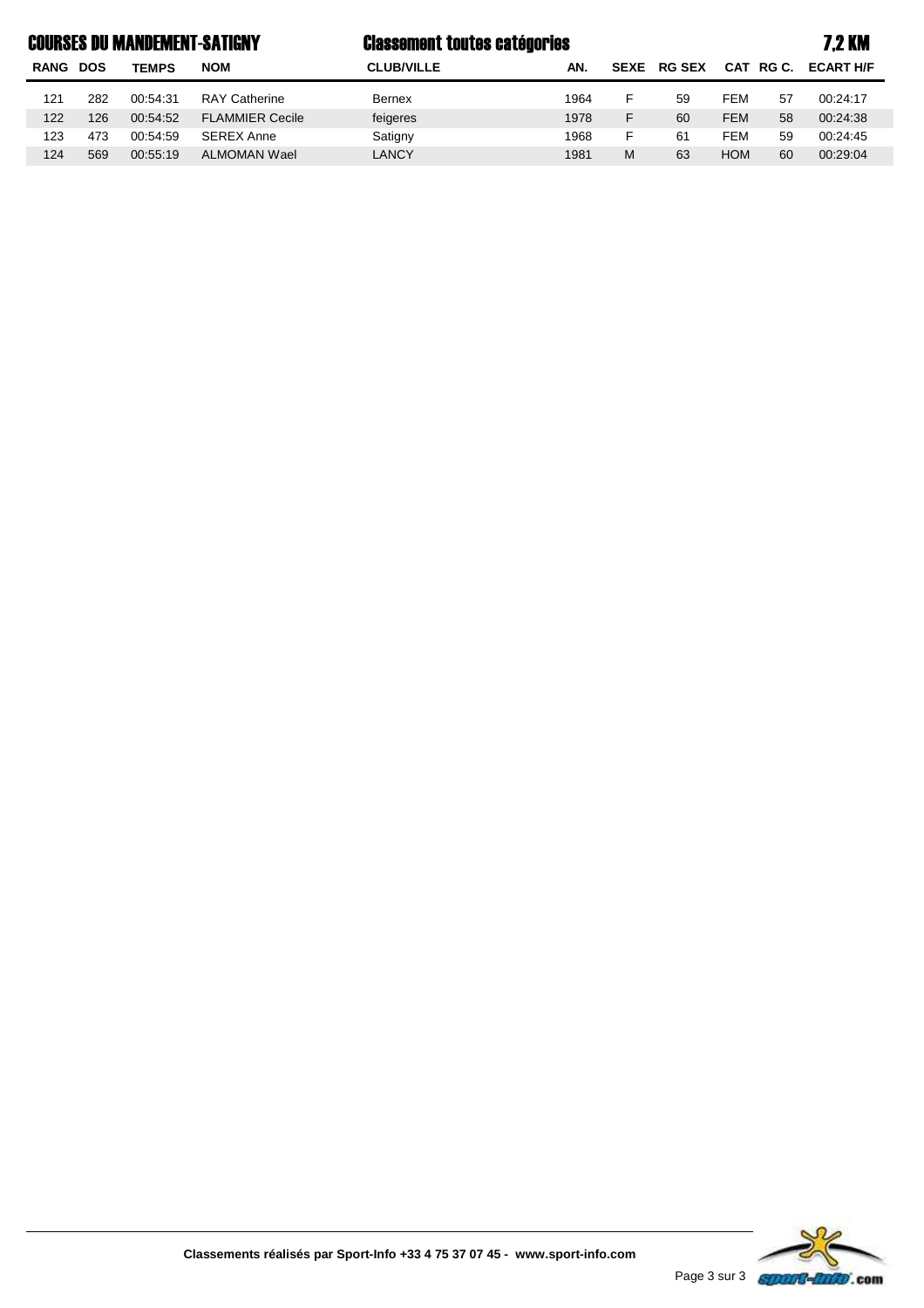# COURSES DU MANDEMENT-SATIGNY

## Classement toutes catégories

## 7,2 KM

| RANG | DOS | TEMPS | NOM | CLUB/VILLE | AN. | SEXE | RG SEX | CAT | RG C. | ECART H/F |
|---|---|---|---|---|---|---|---|---|---|---|
| 121 | 282 | 00:54:31 | RAY Catherine | Bernex | 1964 | F | 59 | FEM | 57 | 00:24:17 |
| 122 | 126 | 00:54:52 | FLAMMIER Cecile | feigeres | 1978 | F | 60 | FEM | 58 | 00:24:38 |
| 123 | 473 | 00:54:59 | SEREX Anne | Satigny | 1968 | F | 61 | FEM | 59 | 00:24:45 |
| 124 | 569 | 00:55:19 | ALMOMAN Wael | LANCY | 1981 | M | 63 | HOM | 60 | 00:29:04 |

**Classements réalisés par Sport-Info +33 4 75 37 07 45 - www.sport-info.com**